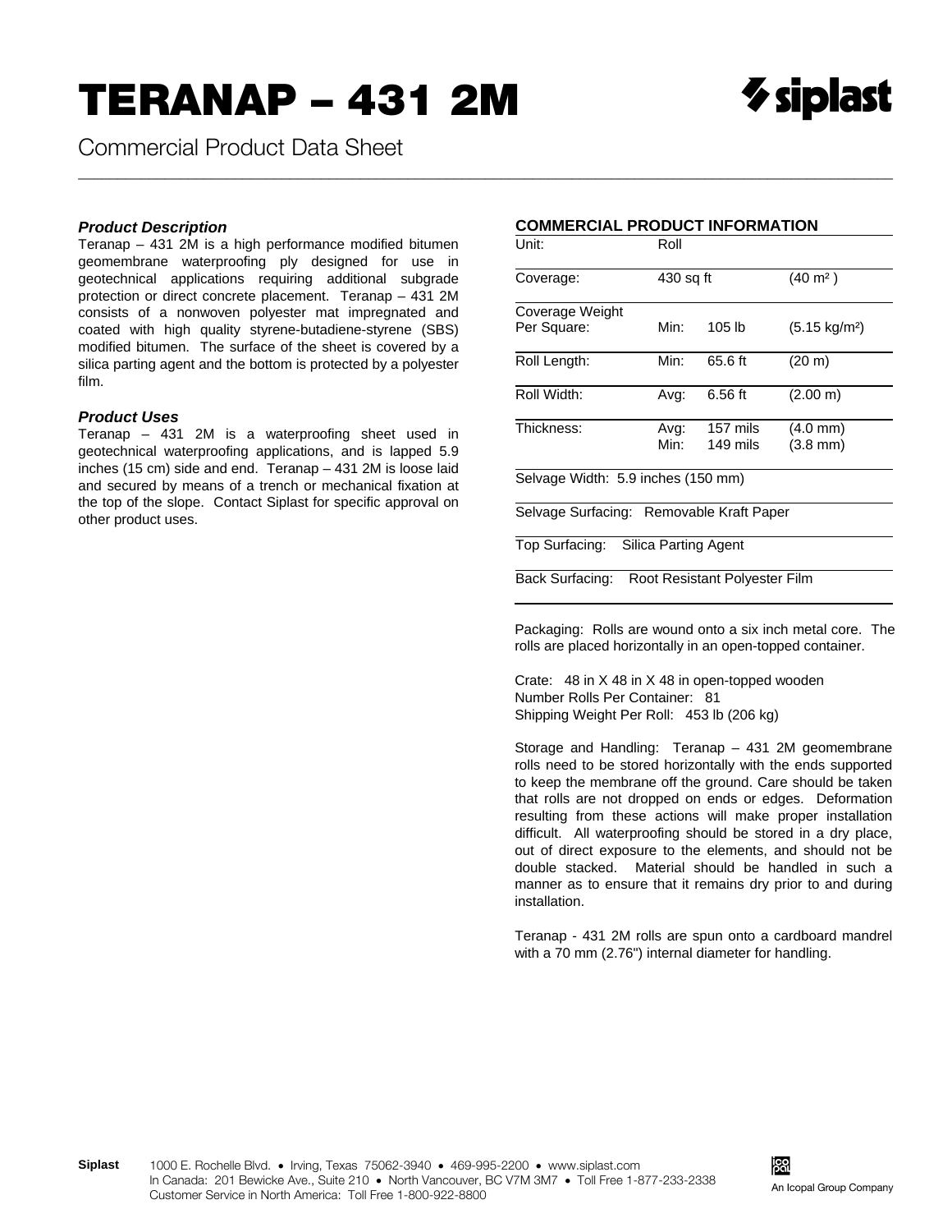# TERANAP – 431 2M

Commercial Product Data Sheet

### *Product Description*

Teranap – 431 2M is a high performance modified bitumen geomembrane waterproofing ply designed for use in geotechnical applications requiring additional subgrade protection or direct concrete placement. Teranap – 431 2M consists of a nonwoven polyester mat impregnated and coated with high quality styrene-butadiene-styrene (SBS) modified bitumen. The surface of the sheet is covered by a silica parting agent and the bottom is protected by a polyester film.

### *Product Uses*

Teranap – 431 2M is a waterproofing sheet used in geotechnical waterproofing applications, and is lapped 5.9 inches (15 cm) side and end. Teranap – 431 2M is loose laid and secured by means of a trench or mechanical fixation at the top of the slope. Contact Siplast for specific approval on other product uses.

### COMMERCIAL PRODUCT INFORMATION

| | | | |
|---|---|---|---|
| Unit: | Roll | | |
| Coverage: | 430 sq ft | | (40 m²) |
| Coverage Weight Per Square: | Min: | 105 lb | (5.15 kg/m²) |
| Roll Length: | Min: | 65.6 ft | (20 m) |
| Roll Width: | Avg: | 6.56 ft | (2.00 m) |
| Thickness: | Avg:<br>Min: | 157 mils<br>149 mils | (4.0 mm)<br>(3.8 mm) |
| Selvage Width: 5.9 inches (150 mm) | | | |
| Selvage Surfacing: Removable Kraft Paper | | | |
| Top Surfacing: Silica Parting Agent | | | |
| Back Surfacing: Root Resistant Polyester Film | | | |

Packaging: Rolls are wound onto a six inch metal core. The rolls are placed horizontally in an open-topped container.

Crate: 48 in X 48 in X 48 in open-topped wooden
Number Rolls Per Container: 81
Shipping Weight Per Roll: 453 lb (206 kg)

Storage and Handling: Teranap – 431 2M geomembrane rolls need to be stored horizontally with the ends supported to keep the membrane off the ground. Care should be taken that rolls are not dropped on ends or edges. Deformation resulting from these actions will make proper installation difficult. All waterproofing should be stored in a dry place, out of direct exposure to the elements, and should not be double stacked. Material should be handled in such a manner as to ensure that it remains dry prior to and during installation.

Teranap - 431 2M rolls are spun onto a cardboard mandrel with a 70 mm (2.76") internal diameter for handling.

**Siplast** 1000 E. Rochelle Blvd. • Irving, Texas 75062-3940 • 469-995-2200 • www.siplast.com
In Canada: 201 Bewicke Ave., Suite 210 • North Vancouver, BC V7M 3M7 • Toll Free 1-877-233-2338
Customer Service in North America: Toll Free 1-800-922-8800

An Icopal Group Company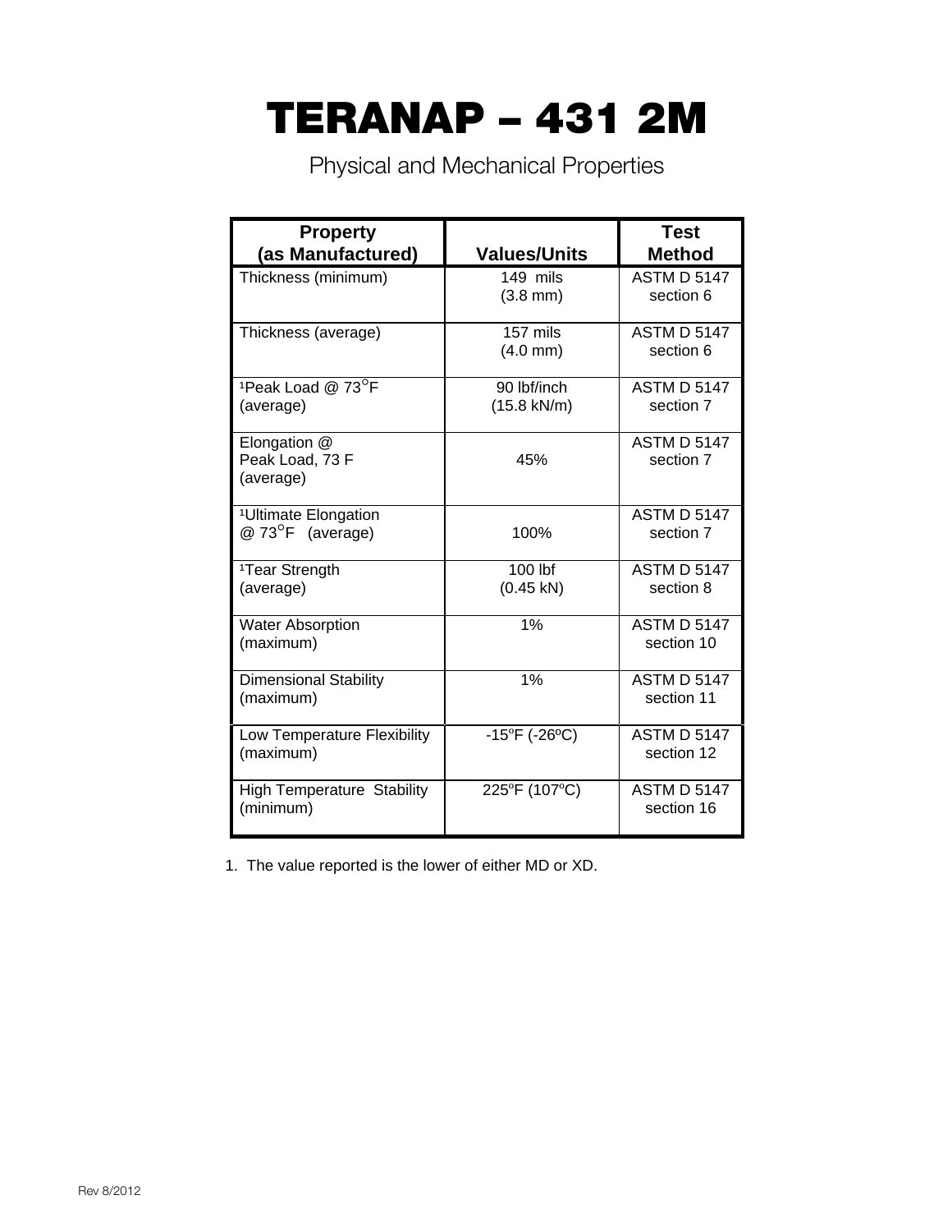# TERANAP – 431 2M

Physical and Mechanical Properties

| Property (as Manufactured) | Values/Units | Test Method |
|---|---|---|
| Thickness (minimum) | 149 mils (3.8 mm) | ASTM D 5147 section 6 |
| Thickness (average) | 157 mils (4.0 mm) | ASTM D 5147 section 6 |
| [1]Peak Load @ 73°F (average) | 90 lbf/inch (15.8 kN/m) | ASTM D 5147 section 7 |
| Elongation @ Peak Load, 73 F (average) | 45% | ASTM D 5147 section 7 |
| [1]Ultimate Elongation @ 73°F (average) | 100% | ASTM D 5147 section 7 |
| [1]Tear Strength (average) | 100 lbf (0.45 kN) | ASTM D 5147 section 8 |
| Water Absorption (maximum) | 1% | ASTM D 5147 section 10 |
| Dimensional Stability (maximum) | 1% | ASTM D 5147 section 11 |
| Low Temperature Flexibility (maximum) | -15ºF (-26ºC) | ASTM D 5147 section 12 |
| High Temperature Stability (minimum) | 225ºF (107ºC) | ASTM D 5147 section 16 |

1. The value reported is the lower of either MD or XD.

Rev 8/2012